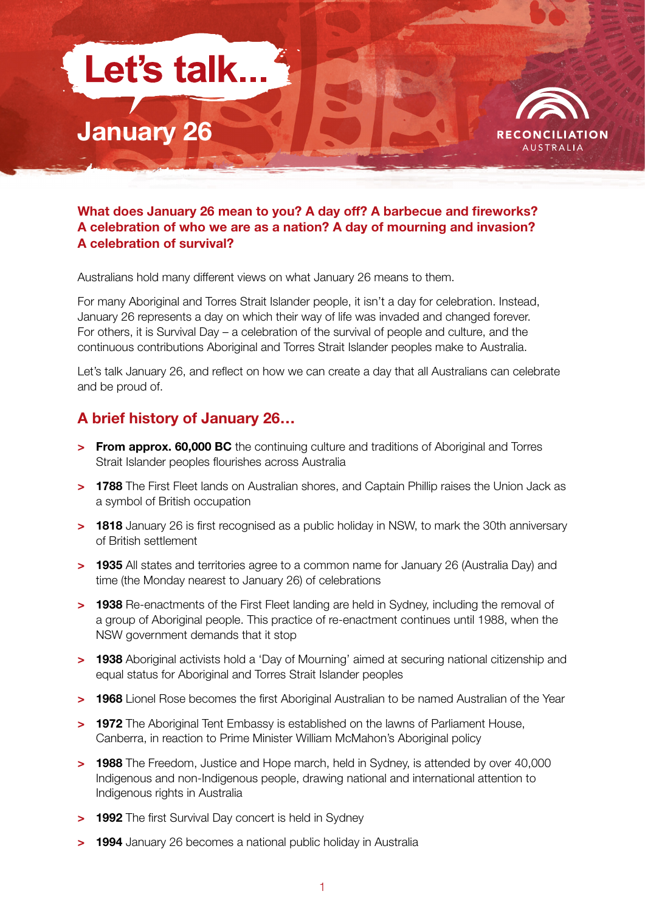# Let's talk...

# January 26

RECONCILIATION AUSTRALIA

**What does January 26 mean to you? A day off? A barbecue and fireworks? A celebration of who we are as a nation? A day of mourning and invasion? A celebration of survival?**

Australians hold many different views on what January 26 means to them.

For many Aboriginal and Torres Strait Islander people, it isn't a day for celebration. Instead, January 26 represents a day on which their way of life was invaded and changed forever. For others, it is Survival Day – a celebration of the survival of people and culture, and the continuous contributions Aboriginal and Torres Strait Islander peoples make to Australia.

Let's talk January 26, and reflect on how we can create a day that all Australians can celebrate and be proud of.

## A brief history of January 26…

- **From approx. 60,000 BC** the continuing culture and traditions of Aboriginal and Torres Strait Islander peoples flourishes across Australia
- **1788** The First Fleet lands on Australian shores, and Captain Phillip raises the Union Jack as a symbol of British occupation
- **1818** January 26 is first recognised as a public holiday in NSW, to mark the 30th anniversary of British settlement
- **1935** All states and territories agree to a common name for January 26 (Australia Day) and time (the Monday nearest to January 26) of celebrations
- **1938** Re-enactments of the First Fleet landing are held in Sydney, including the removal of a group of Aboriginal people. This practice of re-enactment continues until 1988, when the NSW government demands that it stop
- **1938** Aboriginal activists hold a 'Day of Mourning' aimed at securing national citizenship and equal status for Aboriginal and Torres Strait Islander peoples
- **1968** Lionel Rose becomes the first Aboriginal Australian to be named Australian of the Year
- **1972** The Aboriginal Tent Embassy is established on the lawns of Parliament House, Canberra, in reaction to Prime Minister William McMahon's Aboriginal policy
- **1988** The Freedom, Justice and Hope march, held in Sydney, is attended by over 40,000 Indigenous and non-Indigenous people, drawing national and international attention to Indigenous rights in Australia
- **1992** The first Survival Day concert is held in Sydney
- **1994** January 26 becomes a national public holiday in Australia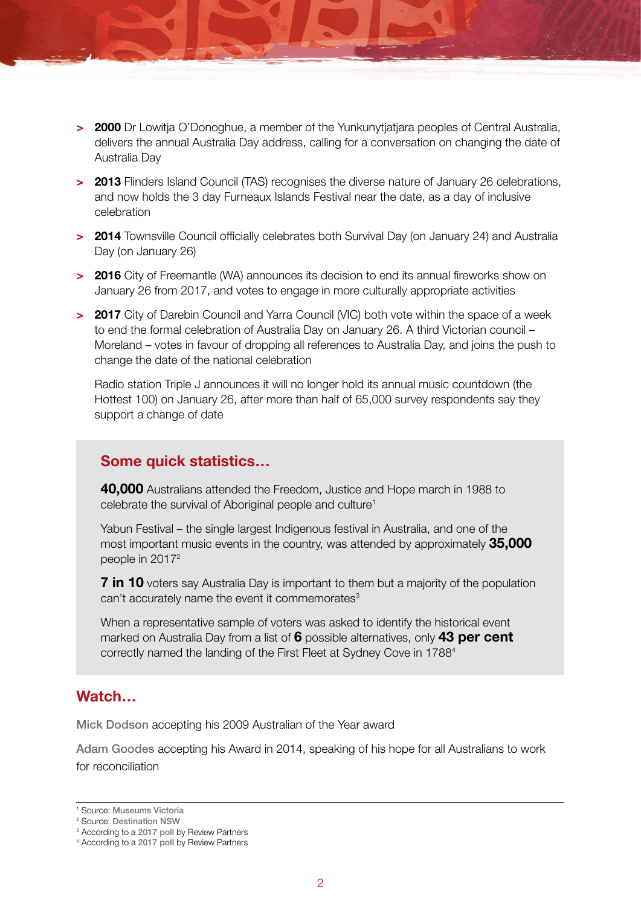- **2000** Dr Lowitja O'Donoghue, a member of the Yunkunytjatjara peoples of Central Australia, delivers the annual Australia Day address, calling for a conversation on changing the date of Australia Day
- **2013** Flinders Island Council (TAS) recognises the diverse nature of January 26 celebrations, and now holds the 3 day Furneaux Islands Festival near the date, as a day of inclusive celebration
- **2014** Townsville Council officially celebrates both Survival Day (on January 24) and Australia Day (on January 26)
- **2016** City of Freemantle (WA) announces its decision to end its annual fireworks show on January 26 from 2017, and votes to engage in more culturally appropriate activities
- **2017** City of Darebin Council and Yarra Council (VIC) both vote within the space of a week to end the formal celebration of Australia Day on January 26. A third Victorian council – Moreland – votes in favour of dropping all references to Australia Day, and joins the push to change the date of the national celebration

  Radio station Triple J announces it will no longer hold its annual music countdown (the Hottest 100) on January 26, after more than half of 65,000 survey respondents say they support a change of date

## Some quick statistics…

**40,000** Australians attended the Freedom, Justice and Hope march in 1988 to celebrate the survival of Aboriginal people and culture[1]

Yabun Festival – the single largest Indigenous festival in Australia, and one of the most important music events in the country, was attended by approximately **35,000** people in 2017[2]

**7 in 10** voters say Australia Day is important to them but a majority of the population can't accurately name the event it commemorates[3]

When a representative sample of voters was asked to identify the historical event marked on Australia Day from a list of **6** possible alternatives, only **43 per cent** correctly named the landing of the First Fleet at Sydney Cove in 1788[4]

## Watch…

Mick Dodson accepting his 2009 Australian of the Year award

Adam Goodes accepting his Award in 2014, speaking of his hope for all Australians to work for reconciliation

---

[1] Source: Museums Victoria
[2] Source: Destination NSW
[3] According to a 2017 poll by Review Partners
[4] According to a 2017 poll by Review Partners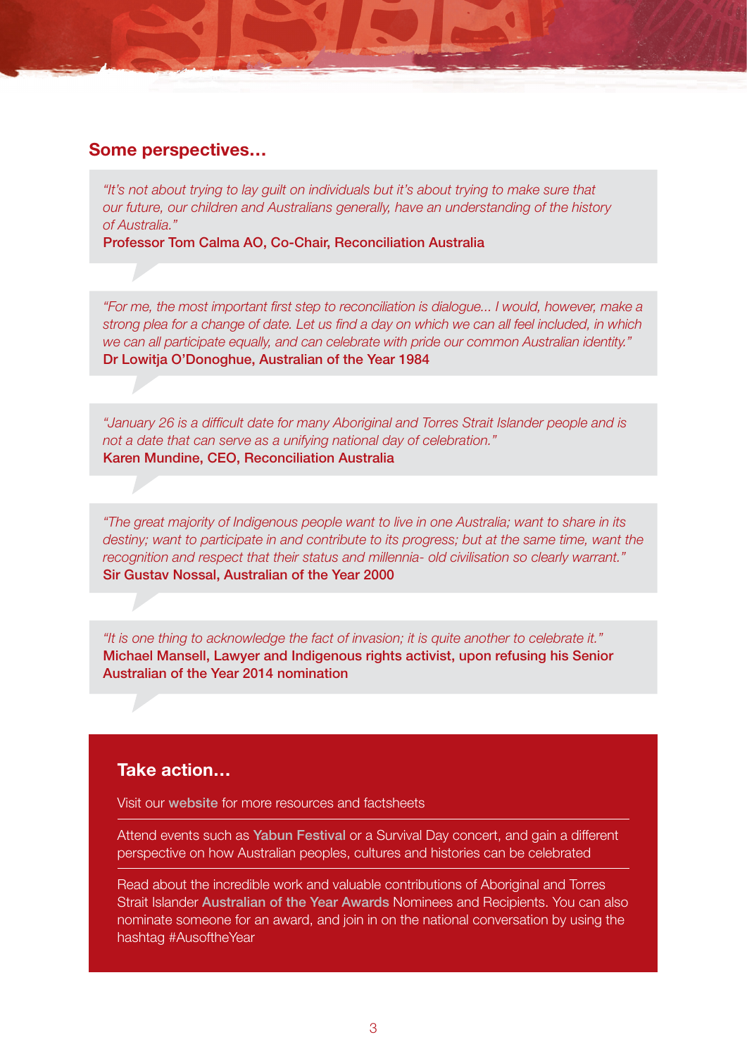## Some perspectives…

*"It's not about trying to lay guilt on individuals but it's about trying to make sure that our future, our children and Australians generally, have an understanding of the history of Australia."*
**Professor Tom Calma AO, Co-Chair, Reconciliation Australia**

*"For me, the most important first step to reconciliation is dialogue... I would, however, make a strong plea for a change of date. Let us find a day on which we can all feel included, in which we can all participate equally, and can celebrate with pride our common Australian identity."*
**Dr Lowitja O'Donoghue, Australian of the Year 1984**

*"January 26 is a difficult date for many Aboriginal and Torres Strait Islander people and is not a date that can serve as a unifying national day of celebration."*
**Karen Mundine, CEO, Reconciliation Australia**

*"The great majority of Indigenous people want to live in one Australia; want to share in its destiny; want to participate in and contribute to its progress; but at the same time, want the recognition and respect that their status and millennia- old civilisation so clearly warrant."*
**Sir Gustav Nossal, Australian of the Year 2000**

*"It is one thing to acknowledge the fact of invasion; it is quite another to celebrate it."*
**Michael Mansell, Lawyer and Indigenous rights activist, upon refusing his Senior Australian of the Year 2014 nomination**

## Take action…

Visit our **website** for more resources and factsheets

Attend events such as **Yabun Festival** or a Survival Day concert, and gain a different perspective on how Australian peoples, cultures and histories can be celebrated

Read about the incredible work and valuable contributions of Aboriginal and Torres Strait Islander **Australian of the Year Awards** Nominees and Recipients. You can also nominate someone for an award, and join in on the national conversation by using the hashtag #AusoftheYear